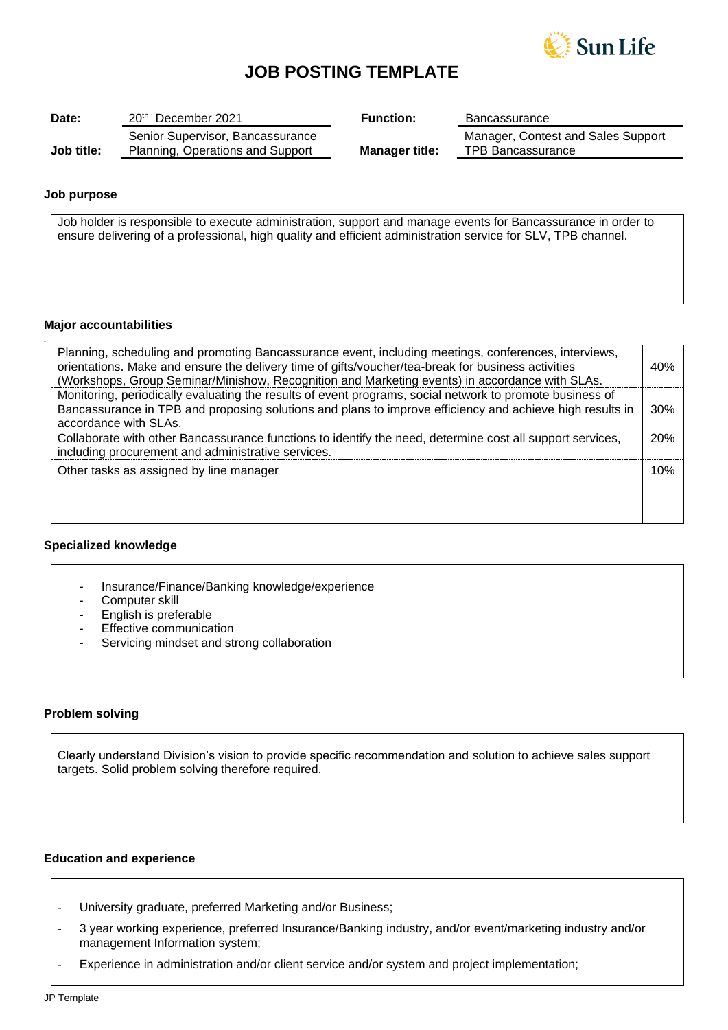# JOB POSTING TEMPLATE

| Date: | 20th December 2021 | Function: | Bancassurance |
|---|---|---|---|
| Job title: | Senior Supervisor, Bancassurance Planning, Operations and Support | Manager title: | Manager, Contest and Sales Support TPB Bancassurance |

### Job purpose

Job holder is responsible to execute administration, support and manage events for Bancassurance in order to ensure delivering of a professional, high quality and efficient administration service for SLV, TPB channel.

### Major accountabilities

| Accountability | % |
|---|---|
| Planning, scheduling and promoting Bancassurance event, including meetings, conferences, interviews, orientations. Make and ensure the delivery time of gifts/voucher/tea-break for business activities (Workshops, Group Seminar/Minishow, Recognition and Marketing events) in accordance with SLAs. | 40% |
| Monitoring, periodically evaluating the results of event programs, social network to promote business of Bancassurance in TPB and proposing solutions and plans to improve efficiency and achieve high results in accordance with SLAs. | 30% |
| Collaborate with other Bancassurance functions to identify the need, determine cost all support services, including procurement and administrative services. | 20% |
| Other tasks as assigned by line manager | 10% |

### Specialized knowledge

- Insurance/Finance/Banking knowledge/experience
- Computer skill
- English is preferable
- Effective communication
- Servicing mindset and strong collaboration

### Problem solving

Clearly understand Division's vision to provide specific recommendation and solution to achieve sales support targets. Solid problem solving therefore required.

### Education and experience

- University graduate, preferred Marketing and/or Business;
- 3 year working experience, preferred Insurance/Banking industry, and/or event/marketing industry and/or management Information system;
- Experience in administration and/or client service and/or system and project implementation;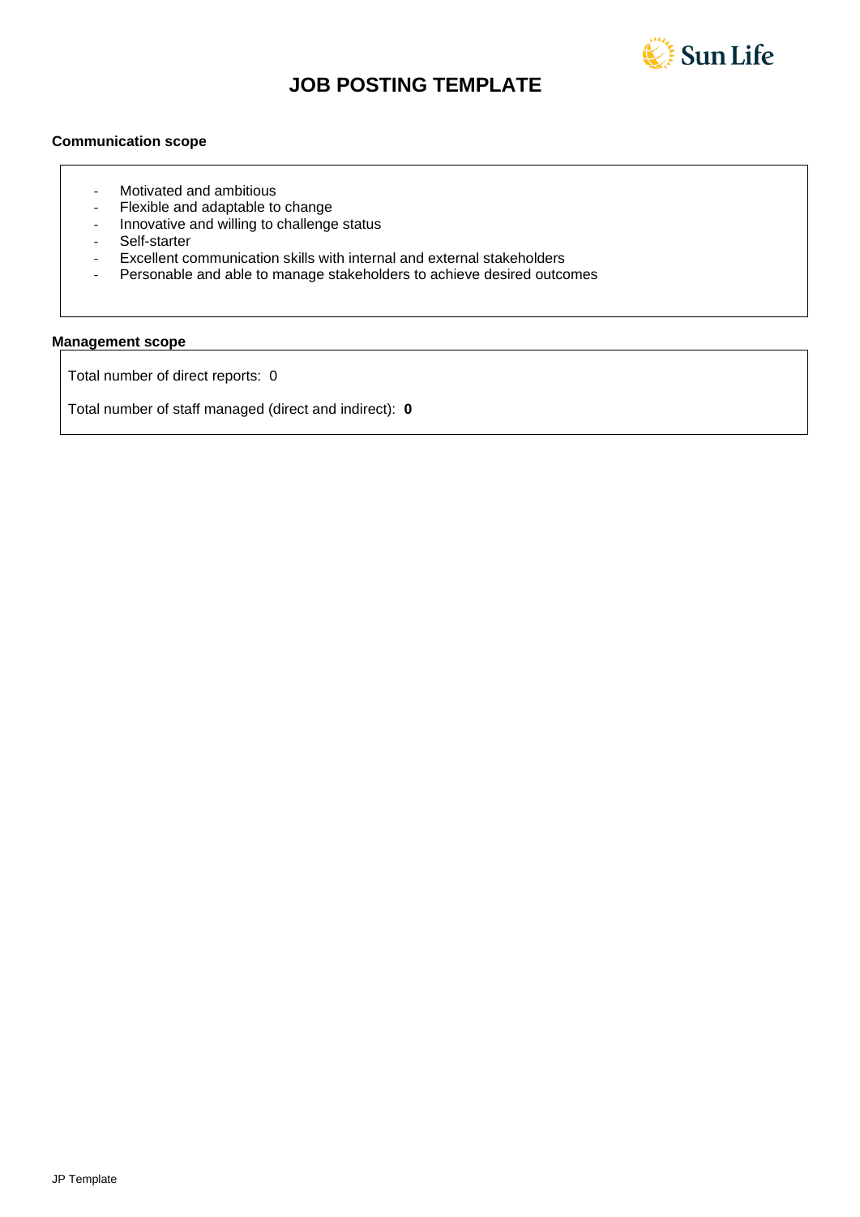# JOB POSTING TEMPLATE

**Communication scope**

- Motivated and ambitious
- Flexible and adaptable to change
- Innovative and willing to challenge status
- Self-starter
- Excellent communication skills with internal and external stakeholders
- Personable and able to manage stakeholders to achieve desired outcomes

**Management scope**

Total number of direct reports: 0

Total number of staff managed (direct and indirect): **0**